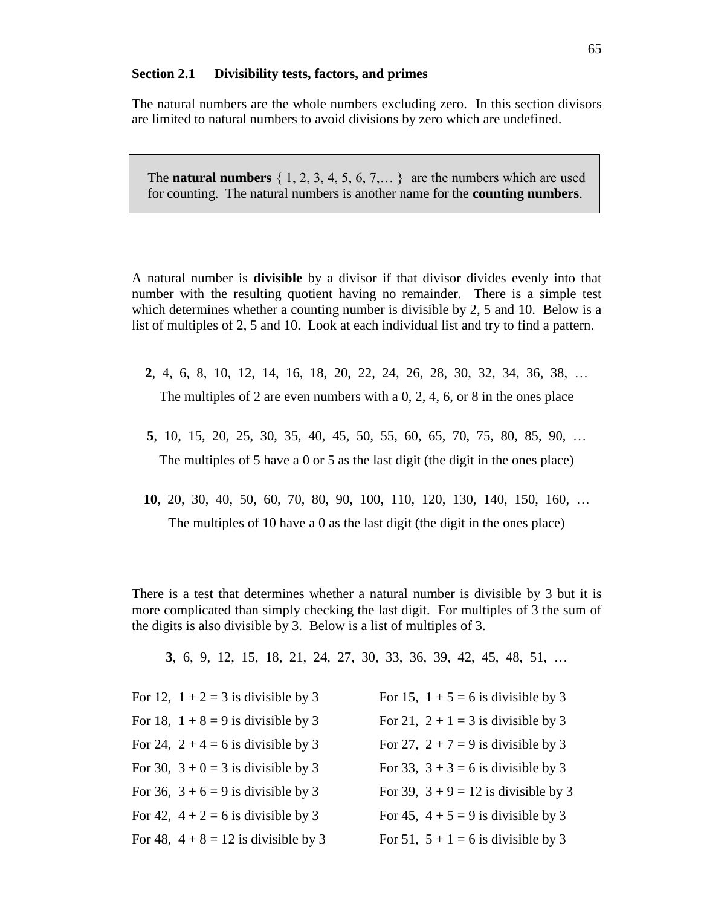## Section 2.1 Divisibility tests, factors, and primes

The natural numbers are the whole numbers excluding zero. In this section divisors are limited to natural numbers to avoid divisions by zero which are undefined.

> The **natural numbers** { 1, 2, 3, 4, 5, 6, 7,… } are the numbers which are used for counting. The natural numbers is another name for the **counting numbers**.

A natural number is **divisible** by a divisor if that divisor divides evenly into that number with the resulting quotient having no remainder. There is a simple test which determines whether a counting number is divisible by 2, 5 and 10. Below is a list of multiples of 2, 5 and 10. Look at each individual list and try to find a pattern.

**2**, 4, 6, 8, 10, 12, 14, 16, 18, 20, 22, 24, 26, 28, 30, 32, 34, 36, 38, …

The multiples of 2 are even numbers with a 0, 2, 4, 6, or 8 in the ones place

**5**, 10, 15, 20, 25, 30, 35, 40, 45, 50, 55, 60, 65, 70, 75, 80, 85, 90, …

The multiples of 5 have a 0 or 5 as the last digit (the digit in the ones place)

**10**, 20, 30, 40, 50, 60, 70, 80, 90, 100, 110, 120, 130, 140, 150, 160, …

The multiples of 10 have a 0 as the last digit (the digit in the ones place)

There is a test that determines whether a natural number is divisible by 3 but it is more complicated than simply checking the last digit. For multiples of 3 the sum of the digits is also divisible by 3. Below is a list of multiples of 3.

**3**, 6, 9, 12, 15, 18, 21, 24, 27, 30, 33, 36, 39, 42, 45, 48, 51, …

For 12, $1 + 2 = 3$ is divisible by 3

For 15, $1 + 5 = 6$ is divisible by 3

For 18, $1 + 8 = 9$ is divisible by 3

For 21, $2 + 1 = 3$ is divisible by 3

For 24, $2 + 4 = 6$ is divisible by 3

For 27, $2 + 7 = 9$ is divisible by 3

For 30, $3 + 0 = 3$ is divisible by 3

For 33, $3 + 3 = 6$ is divisible by 3

For 36, $3 + 6 = 9$ is divisible by 3

For 39, $3 + 9 = 12$ is divisible by 3

For 42, $4 + 2 = 6$ is divisible by 3

For 45, $4 + 5 = 9$ is divisible by 3

For 48, $4 + 8 = 12$ is divisible by 3

For 51, $5 + 1 = 6$ is divisible by 3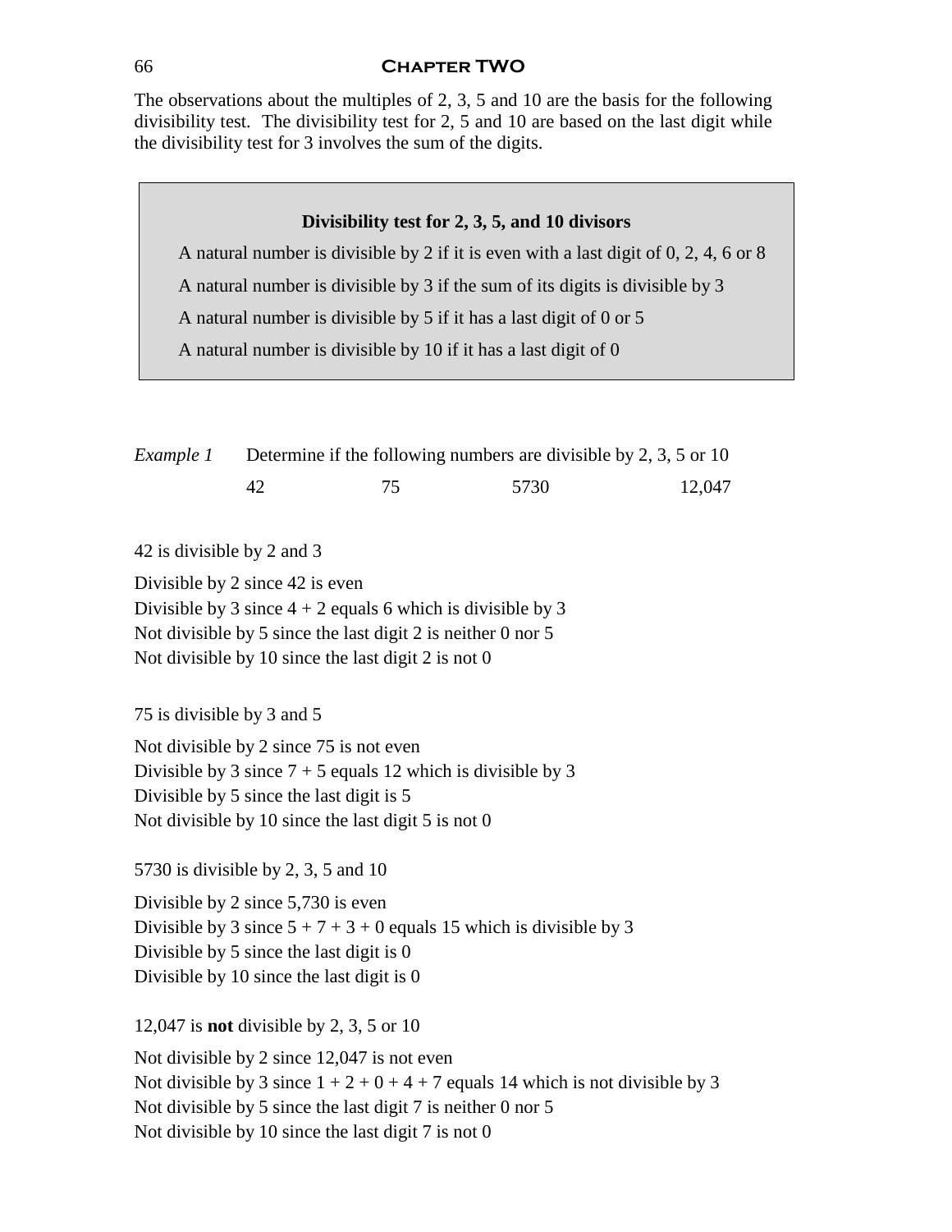The observations about the multiples of 2, 3, 5 and 10 are the basis for the following divisibility test. The divisibility test for 2, 5 and 10 are based on the last digit while the divisibility test for 3 involves the sum of the digits.

> **Divisibility test for 2, 3, 5, and 10 divisors**
>
> A natural number is divisible by 2 if it is even with a last digit of 0, 2, 4, 6 or 8
>
> A natural number is divisible by 3 if the sum of its digits is divisible by 3
>
> A natural number is divisible by 5 if it has a last digit of 0 or 5
>
> A natural number is divisible by 10 if it has a last digit of 0

*Example 1* Determine if the following numbers are divisible by 2, 3, 5 or 10

42 75 5730 12,047

42 is divisible by 2 and 3

Divisible by 2 since 42 is even
Divisible by 3 since 4 + 2 equals 6 which is divisible by 3
Not divisible by 5 since the last digit 2 is neither 0 nor 5
Not divisible by 10 since the last digit 2 is not 0

75 is divisible by 3 and 5

Not divisible by 2 since 75 is not even
Divisible by 3 since 7 + 5 equals 12 which is divisible by 3
Divisible by 5 since the last digit is 5
Not divisible by 10 since the last digit 5 is not 0

5730 is divisible by 2, 3, 5 and 10

Divisible by 2 since 5,730 is even
Divisible by 3 since 5 + 7 + 3 + 0 equals 15 which is divisible by 3
Divisible by 5 since the last digit is 0
Divisible by 10 since the last digit is 0

12,047 is **not** divisible by 2, 3, 5 or 10

Not divisible by 2 since 12,047 is not even
Not divisible by 3 since 1 + 2 + 0 + 4 + 7 equals 14 which is not divisible by 3
Not divisible by 5 since the last digit 7 is neither 0 nor 5
Not divisible by 10 since the last digit 7 is not 0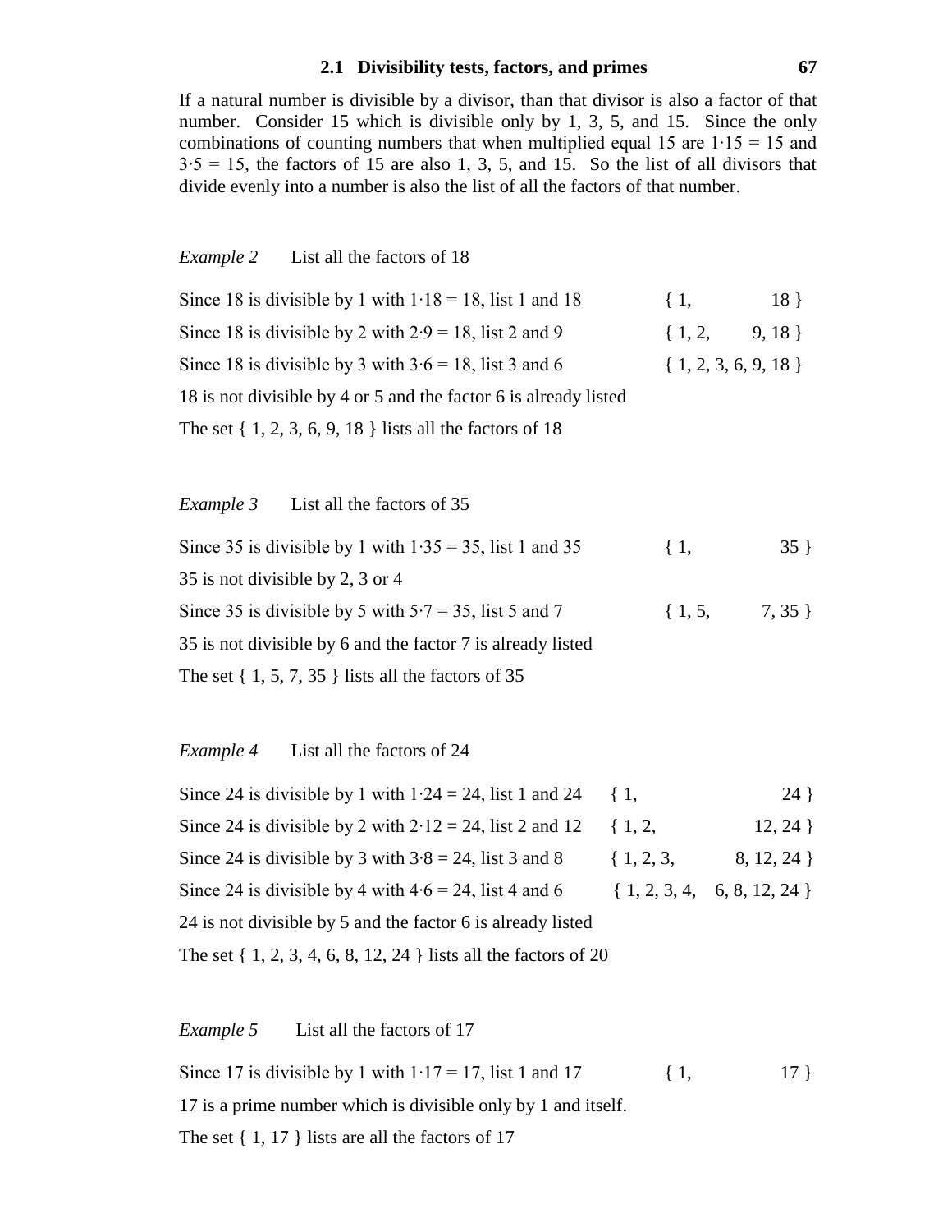If a natural number is divisible by a divisor, than that divisor is also a factor of that number. Consider 15 which is divisible only by 1, 3, 5, and 15. Since the only combinations of counting numbers that when multiplied equal 15 are $1 \cdot 15 = 15$ and $3 \cdot 5 = 15$, the factors of 15 are also 1, 3, 5, and 15. So the list of all divisors that divide evenly into a number is also the list of all the factors of that number.

*Example 2* List all the factors of 18

| | |
|---|---|
| Since 18 is divisible by 1 with $1 \cdot 18 = 18$, list 1 and 18 | { 1, 18 } |
| Since 18 is divisible by 2 with $2 \cdot 9 = 18$, list 2 and 9 | { 1, 2, 9, 18 } |
| Since 18 is divisible by 3 with $3 \cdot 6 = 18$, list 3 and 6 | { 1, 2, 3, 6, 9, 18 } |

18 is not divisible by 4 or 5 and the factor 6 is already listed

The set { 1, 2, 3, 6, 9, 18 } lists all the factors of 18

*Example 3* List all the factors of 35

| | |
|---|---|
| Since 35 is divisible by 1 with $1 \cdot 35 = 35$, list 1 and 35 | { 1, 35 } |
| 35 is not divisible by 2, 3 or 4 | |
| Since 35 is divisible by 5 with $5 \cdot 7 = 35$, list 5 and 7 | { 1, 5, 7, 35 } |

35 is not divisible by 6 and the factor 7 is already listed

The set { 1, 5, 7, 35 } lists all the factors of 35

*Example 4* List all the factors of 24

| | |
|---|---|
| Since 24 is divisible by 1 with $1 \cdot 24 = 24$, list 1 and 24 | { 1, 24 } |
| Since 24 is divisible by 2 with $2 \cdot 12 = 24$, list 2 and 12 | { 1, 2, 12, 24 } |
| Since 24 is divisible by 3 with $3 \cdot 8 = 24$, list 3 and 8 | { 1, 2, 3, 8, 12, 24 } |
| Since 24 is divisible by 4 with $4 \cdot 6 = 24$, list 4 and 6 | { 1, 2, 3, 4, 6, 8, 12, 24 } |

24 is not divisible by 5 and the factor 6 is already listed

The set { 1, 2, 3, 4, 6, 8, 12, 24 } lists all the factors of 20

*Example 5* List all the factors of 17

| | |
|---|---|
| Since 17 is divisible by 1 with $1 \cdot 17 = 17$, list 1 and 17 | { 1, 17 } |

17 is a prime number which is divisible only by 1 and itself.

The set { 1, 17 } lists are all the factors of 17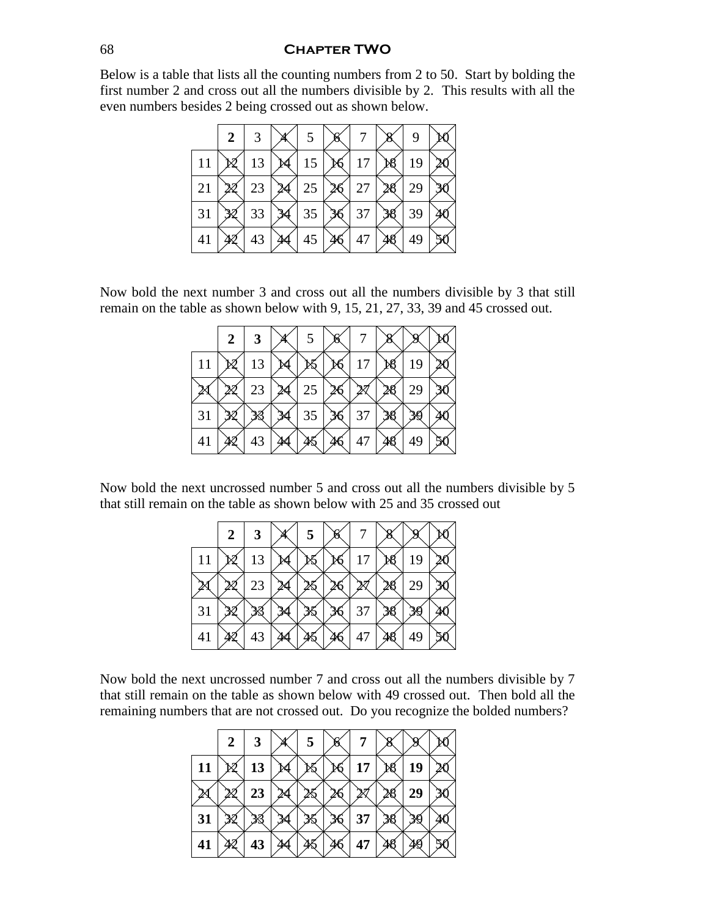Below is a table that lists all the counting numbers from 2 to 50. Start by bolding the first number 2 and cross out all the numbers divisible by 2. This results with all the even numbers besides 2 being crossed out as shown below.

| | **2** | 3 | ~~4~~ | 5 | ~~6~~ | 7 | ~~8~~ | 9 | ~~10~~ |
|---|---|---|---|---|---|---|---|---|---|
| 11 | ~~12~~ | 13 | ~~14~~ | 15 | ~~16~~ | 17 | ~~18~~ | 19 | ~~20~~ |
| 21 | ~~22~~ | 23 | ~~24~~ | 25 | ~~26~~ | 27 | ~~28~~ | 29 | ~~30~~ |
| 31 | ~~32~~ | 33 | ~~34~~ | 35 | ~~36~~ | 37 | ~~38~~ | 39 | ~~40~~ |
| 41 | ~~42~~ | 43 | ~~44~~ | 45 | ~~46~~ | 47 | ~~48~~ | 49 | ~~50~~ |

Now bold the next number 3 and cross out all the numbers divisible by 3 that still remain on the table as shown below with 9, 15, 21, 27, 33, 39 and 45 crossed out.

| | **2** | **3** | ~~4~~ | 5 | ~~6~~ | 7 | ~~8~~ | ~~9~~ | ~~10~~ |
|---|---|---|---|---|---|---|---|---|---|
| 11 | ~~12~~ | 13 | ~~14~~ | ~~15~~ | ~~16~~ | 17 | ~~18~~ | 19 | ~~20~~ |
| ~~21~~ | ~~22~~ | 23 | ~~24~~ | 25 | ~~26~~ | ~~27~~ | ~~28~~ | 29 | ~~30~~ |
| 31 | ~~32~~ | ~~33~~ | ~~34~~ | 35 | ~~36~~ | 37 | ~~38~~ | ~~39~~ | ~~40~~ |
| 41 | ~~42~~ | 43 | ~~44~~ | ~~45~~ | ~~46~~ | 47 | ~~48~~ | 49 | ~~50~~ |

Now bold the next uncrossed number 5 and cross out all the numbers divisible by 5 that still remain on the table as shown below with 25 and 35 crossed out

| | **2** | **3** | ~~4~~ | **5** | ~~6~~ | 7 | ~~8~~ | ~~9~~ | ~~10~~ |
|---|---|---|---|---|---|---|---|---|---|
| 11 | ~~12~~ | 13 | ~~14~~ | ~~15~~ | ~~16~~ | 17 | ~~18~~ | 19 | ~~20~~ |
| ~~21~~ | ~~22~~ | 23 | ~~24~~ | ~~25~~ | ~~26~~ | ~~27~~ | ~~28~~ | 29 | ~~30~~ |
| 31 | ~~32~~ | ~~33~~ | ~~34~~ | ~~35~~ | ~~36~~ | 37 | ~~38~~ | ~~39~~ | ~~40~~ |
| 41 | ~~42~~ | 43 | ~~44~~ | ~~45~~ | ~~46~~ | 47 | ~~48~~ | 49 | ~~50~~ |

Now bold the next uncrossed number 7 and cross out all the numbers divisible by 7 that still remain on the table as shown below with 49 crossed out. Then bold all the remaining numbers that are not crossed out. Do you recognize the bolded numbers?

| | **2** | **3** | ~~4~~ | **5** | ~~6~~ | **7** | ~~8~~ | ~~9~~ | ~~10~~ |
|---|---|---|---|---|---|---|---|---|---|
| **11** | ~~12~~ | **13** | ~~14~~ | ~~15~~ | ~~16~~ | **17** | ~~18~~ | **19** | ~~20~~ |
| ~~21~~ | ~~22~~ | **23** | ~~24~~ | ~~25~~ | ~~26~~ | ~~27~~ | ~~28~~ | **29** | ~~30~~ |
| **31** | ~~32~~ | ~~33~~ | ~~34~~ | ~~35~~ | ~~36~~ | **37** | ~~38~~ | ~~39~~ | ~~40~~ |
| **41** | ~~42~~ | **43** | ~~44~~ | ~~45~~ | ~~46~~ | **47** | ~~48~~ | ~~49~~ | ~~50~~ |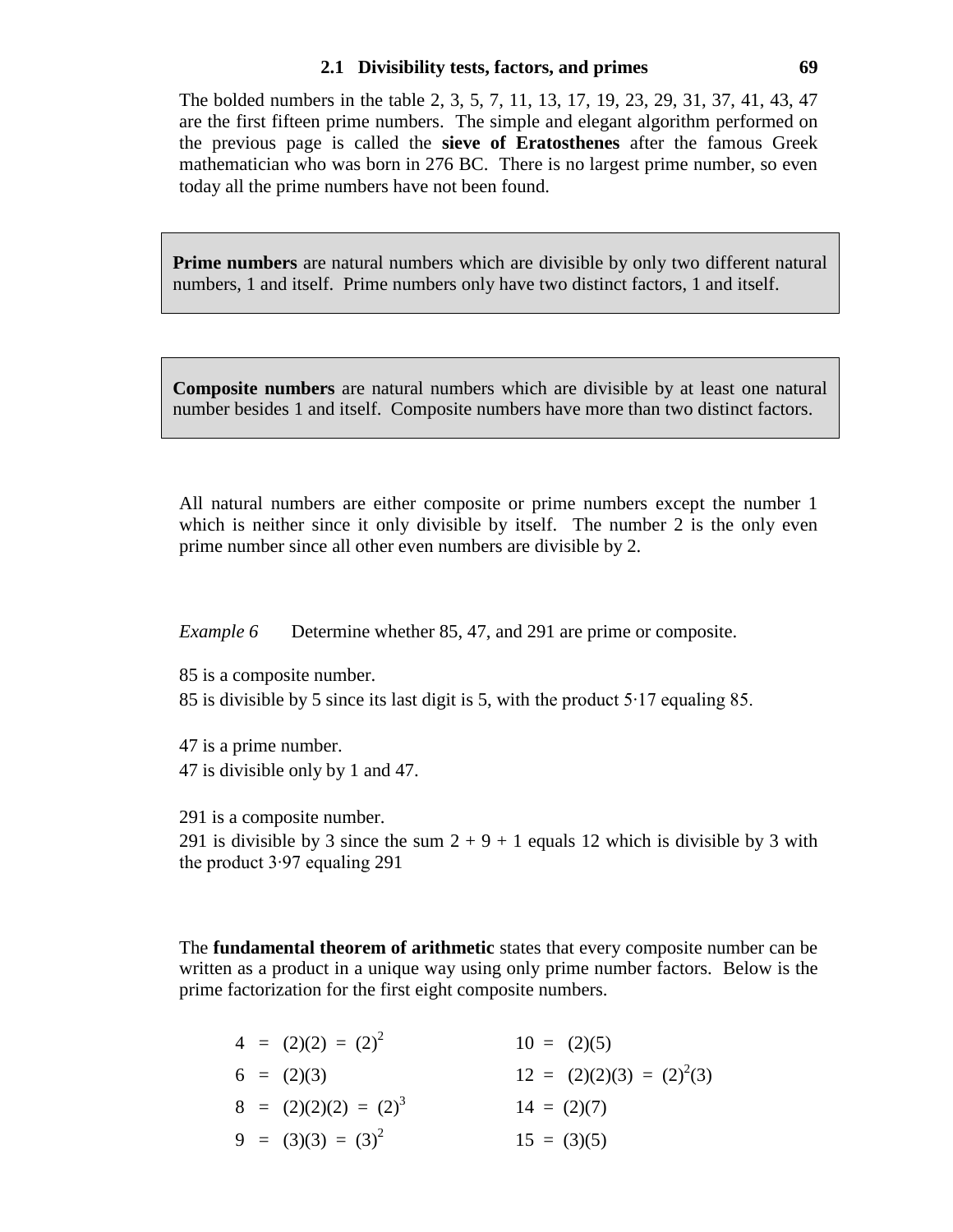The bolded numbers in the table 2, 3, 5, 7, 11, 13, 17, 19, 23, 29, 31, 37, 41, 43, 47 are the first fifteen prime numbers. The simple and elegant algorithm performed on the previous page is called the **sieve of Eratosthenes** after the famous Greek mathematician who was born in 276 BC. There is no largest prime number, so even today all the prime numbers have not been found.

> **Prime numbers** are natural numbers which are divisible by only two different natural numbers, 1 and itself. Prime numbers only have two distinct factors, 1 and itself.

> **Composite numbers** are natural numbers which are divisible by at least one natural number besides 1 and itself. Composite numbers have more than two distinct factors.

All natural numbers are either composite or prime numbers except the number 1 which is neither since it only divisible by itself. The number 2 is the only even prime number since all other even numbers are divisible by 2.

*Example 6* Determine whether 85, 47, and 291 are prime or composite.

85 is a composite number.
85 is divisible by 5 since its last digit is 5, with the product $5 \cdot 17$ equaling 85.

47 is a prime number.
47 is divisible only by 1 and 47.

291 is a composite number.
291 is divisible by 3 since the sum 2 + 9 + 1 equals 12 which is divisible by 3 with the product $3 \cdot 97$ equaling 291

The **fundamental theorem of arithmetic** states that every composite number can be written as a product in a unique way using only prime number factors. Below is the prime factorization for the first eight composite numbers.

$4 = (2)(2) = (2)^2$

$6 = (2)(3)$

$8 = (2)(2)(2) = (2)^3$

$9 = (3)(3) = (3)^2$

$10 = (2)(5)$

$12 = (2)(2)(3) = (2)^2(3)$

$14 = (2)(7)$

$15 = (3)(5)$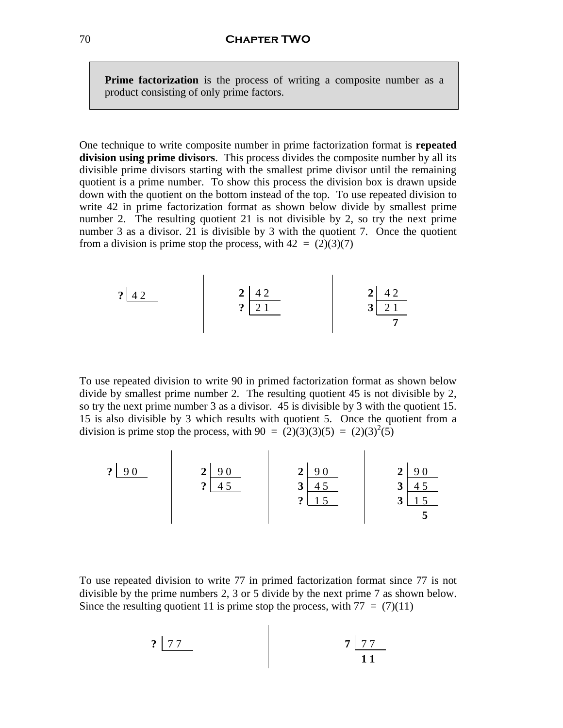> **Prime factorization** is the process of writing a composite number as a product consisting of only prime factors.

One technique to write composite number in prime factorization format is **repeated division using prime divisors**. This process divides the composite number by all its divisible prime divisors starting with the smallest prime divisor until the remaining quotient is a prime number. To show this process the division box is drawn upside down with the quotient on the bottom instead of the top. To use repeated division to write 42 in prime factorization format as shown below divide by smallest prime number 2. The resulting quotient 21 is not divisible by 2, so try the next prime number 3 as a divisor. 21 is divisible by 3 with the quotient 7. Once the quotient from a division is prime stop the process, with $42 = (2)(3)(7)$

```
? | 42        |   2 | 42       |   2 | 42
              |   ? | 21       |   3 | 21
              |                |         7
```

To use repeated division to write 90 in primed factorization format as shown below divide by smallest prime number 2. The resulting quotient 45 is not divisible by 2, so try the next prime number 3 as a divisor. 45 is divisible by 3 with the quotient 15. 15 is also divisible by 3 which results with quotient 5. Once the quotient from a division is prime stop the process, with $90 = (2)(3)(3)(5) = (2)(3)^2(5)$

```
? | 90   |   2 | 90   |   2 | 90   |   2 | 90
         |   ? | 45   |   3 | 45   |   3 | 45
         |            |   ? | 15   |   3 | 15
         |            |            |         5
```

To use repeated division to write 77 in primed factorization format since 77 is not divisible by the prime numbers 2, 3 or 5 divide by the next prime 7 as shown below. Since the resulting quotient 11 is prime stop the process, with $77 = (7)(11)$

```
? | 77        |   7 | 77
              |       11
```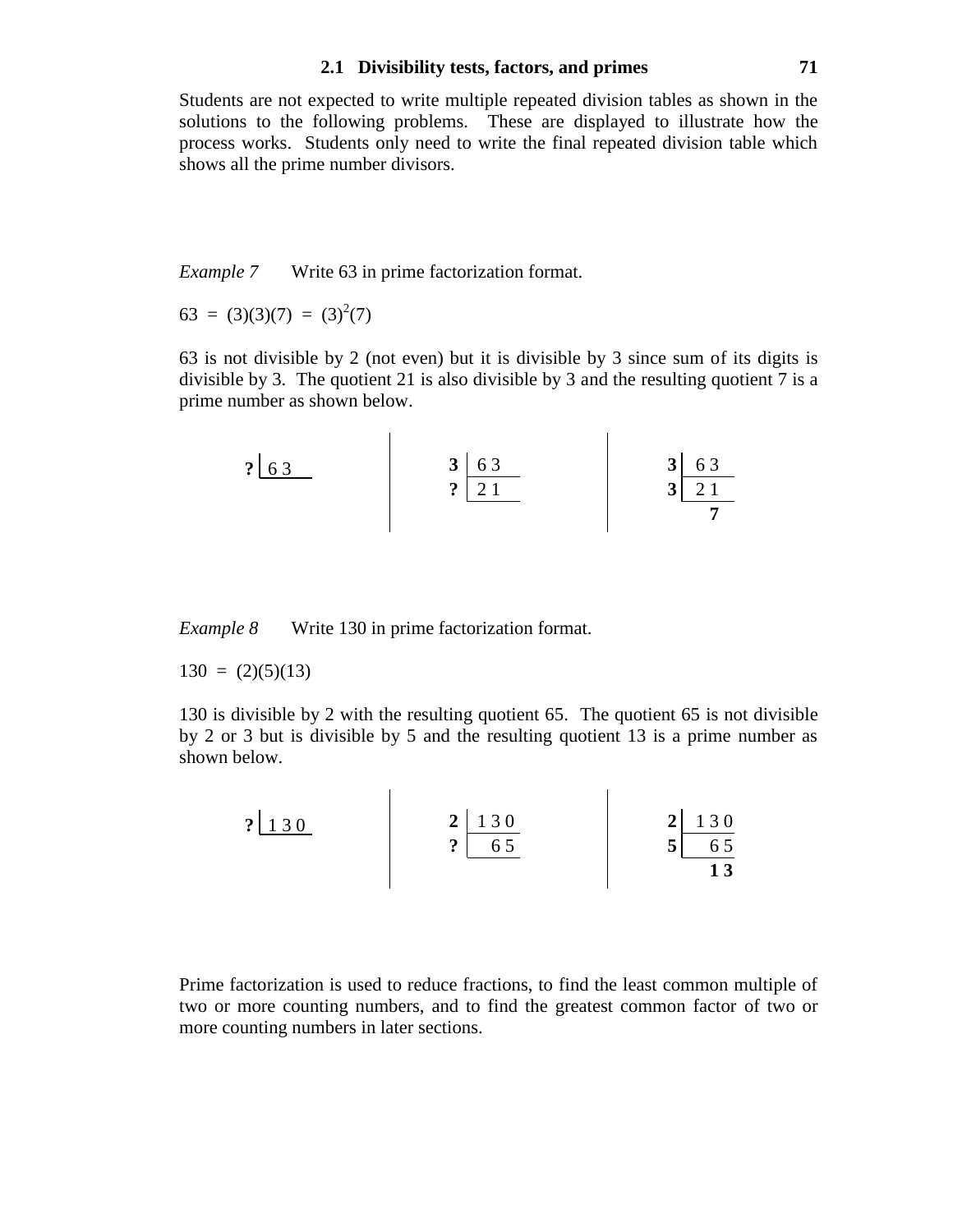Students are not expected to write multiple repeated division tables as shown in the solutions to the following problems. These are displayed to illustrate how the process works. Students only need to write the final repeated division table which shows all the prime number divisors.

*Example 7* Write 63 in prime factorization format.

$63 = (3)(3)(7) = (3)^2(7)$

63 is not divisible by 2 (not even) but it is divisible by 3 since sum of its digits is divisible by 3. The quotient 21 is also divisible by 3 and the resulting quotient 7 is a prime number as shown below.

```
? | 6 3        3 | 6 3        3 | 6 3
               ? | 2 1        3 | 2 1
                                   7
```

*Example 8* Write 130 in prime factorization format.

$130 = (2)(5)(13)$

130 is divisible by 2 with the resulting quotient 65. The quotient 65 is not divisible by 2 or 3 but is divisible by 5 and the resulting quotient 13 is a prime number as shown below.

```
? | 1 3 0      2 | 1 3 0      2 | 1 3 0
               ? |   6 5      5 |   6 5
                                    1 3
```

Prime factorization is used to reduce fractions, to find the least common multiple of two or more counting numbers, and to find the greatest common factor of two or more counting numbers in later sections.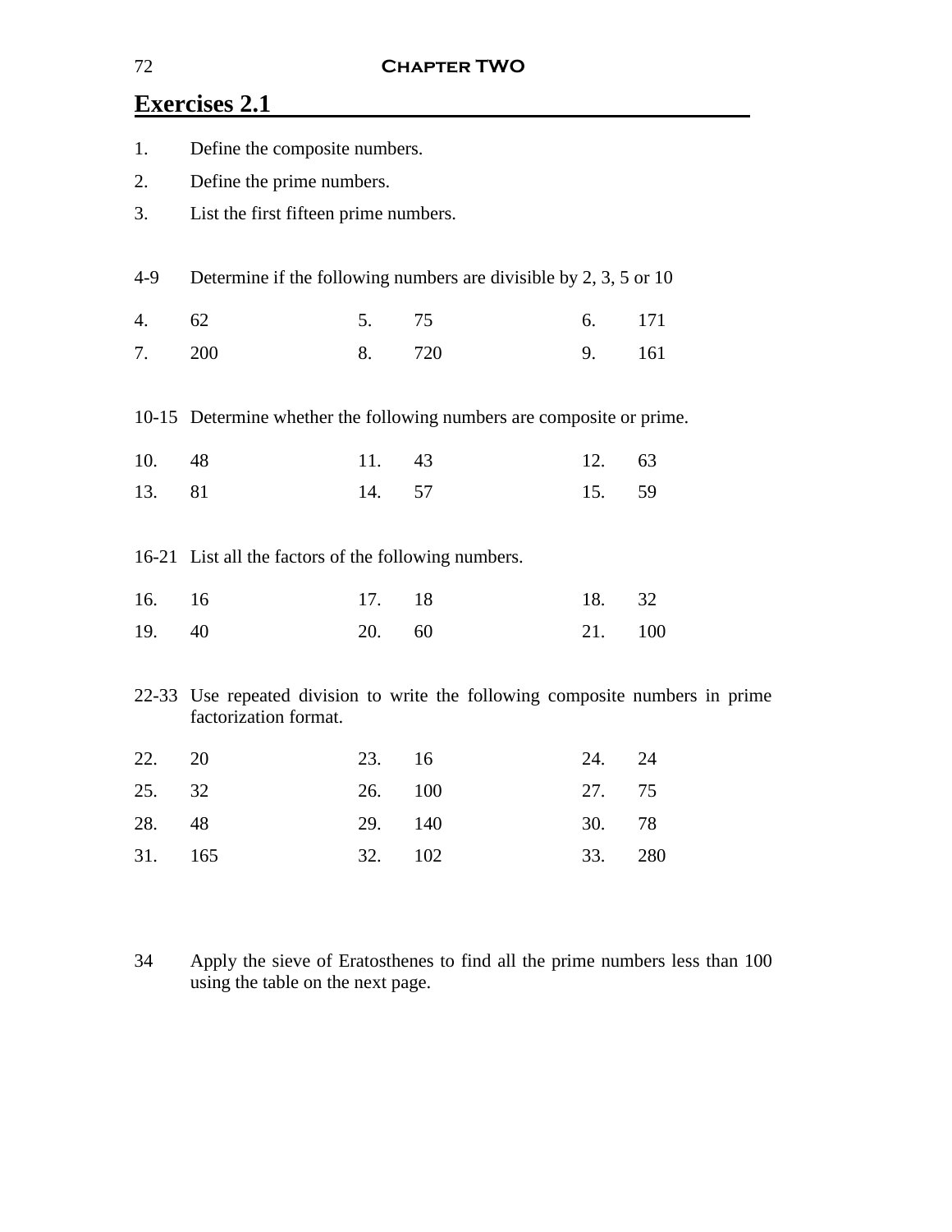## Exercises 2.1

1. Define the composite numbers.
2. Define the prime numbers.
3. List the first fifteen prime numbers.

4-9 Determine if the following numbers are divisible by 2, 3, 5 or 10

| | | | | | |
|---|---|---|---|---|---|
| 4. | 62 | 5. | 75 | 6. | 171 |
| 7. | 200 | 8. | 720 | 9. | 161 |

10-15 Determine whether the following numbers are composite or prime.

| | | | | | |
|---|---|---|---|---|---|
| 10. | 48 | 11. | 43 | 12. | 63 |
| 13. | 81 | 14. | 57 | 15. | 59 |

16-21 List all the factors of the following numbers.

| | | | | | |
|---|---|---|---|---|---|
| 16. | 16 | 17. | 18 | 18. | 32 |
| 19. | 40 | 20. | 60 | 21. | 100 |

22-33 Use repeated division to write the following composite numbers in prime factorization format.

| | | | | | |
|---|---|---|---|---|---|
| 22. | 20 | 23. | 16 | 24. | 24 |
| 25. | 32 | 26. | 100 | 27. | 75 |
| 28. | 48 | 29. | 140 | 30. | 78 |
| 31. | 165 | 32. | 102 | 33. | 280 |

34 Apply the sieve of Eratosthenes to find all the prime numbers less than 100 using the table on the next page.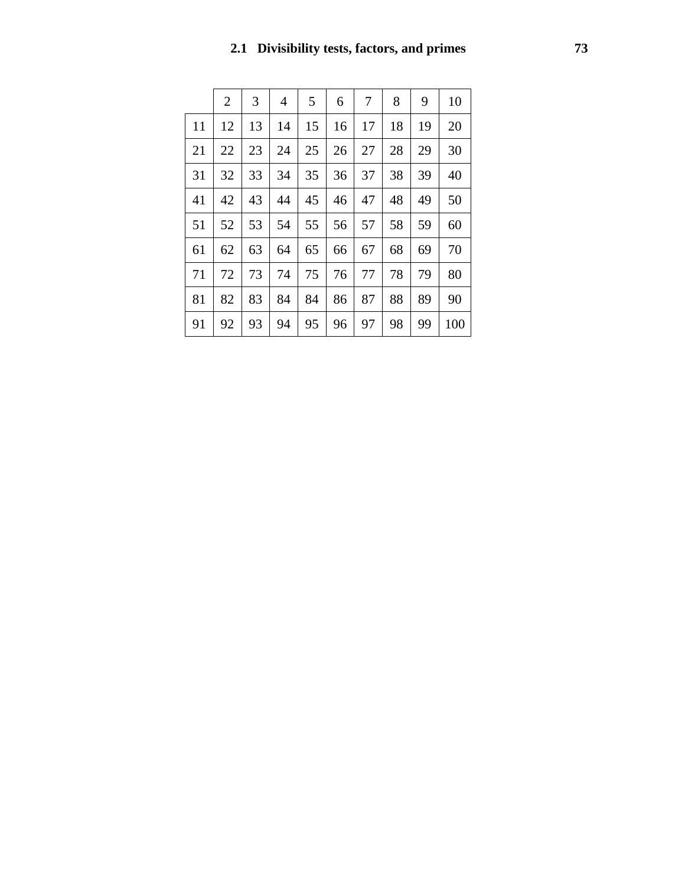| | | | | | | | | | |
|---|---|---|---|---|---|---|---|---|---|
| | 2 | 3 | 4 | 5 | 6 | 7 | 8 | 9 | 10 |
| 11 | 12 | 13 | 14 | 15 | 16 | 17 | 18 | 19 | 20 |
| 21 | 22 | 23 | 24 | 25 | 26 | 27 | 28 | 29 | 30 |
| 31 | 32 | 33 | 34 | 35 | 36 | 37 | 38 | 39 | 40 |
| 41 | 42 | 43 | 44 | 45 | 46 | 47 | 48 | 49 | 50 |
| 51 | 52 | 53 | 54 | 55 | 56 | 57 | 58 | 59 | 60 |
| 61 | 62 | 63 | 64 | 65 | 66 | 67 | 68 | 69 | 70 |
| 71 | 72 | 73 | 74 | 75 | 76 | 77 | 78 | 79 | 80 |
| 81 | 82 | 83 | 84 | 84 | 86 | 87 | 88 | 89 | 90 |
| 91 | 92 | 93 | 94 | 95 | 96 | 97 | 98 | 99 | 100 |